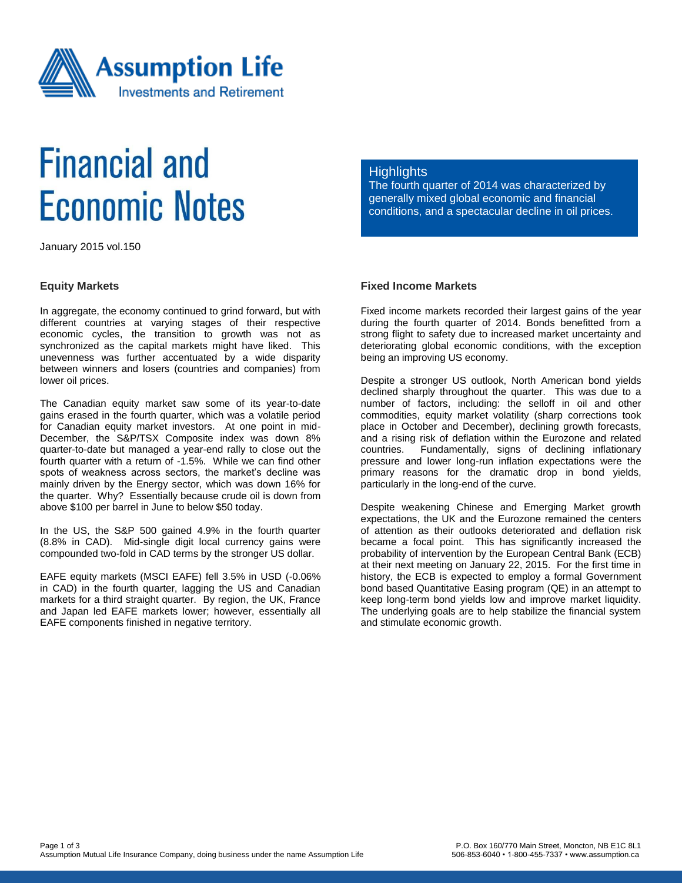# Financial and Economic Notes

January 2015 vol.150

## Highlights

The fourth quarter of 2014 was characterized by generally mixed global economic and financial conditions, and a spectacular decline in oil prices.

### Equity Markets

In aggregate, the economy continued to grind forward, but with different countries at varying stages of their respective economic cycles, the transition to growth was not as synchronized as the capital markets might have liked. This unevenness was further accentuated by a wide disparity between winners and losers (countries and companies) from lower oil prices.

The Canadian equity market saw some of its year-to-date gains erased in the fourth quarter, which was a volatile period for Canadian equity market investors. At one point in mid-December, the S&P/TSX Composite index was down 8% quarter-to-date but managed a year-end rally to close out the fourth quarter with a return of -1.5%. While we can find other spots of weakness across sectors, the market's decline was mainly driven by the Energy sector, which was down 16% for the quarter. Why? Essentially because crude oil is down from above $100 per barrel in June to below $50 today.

In the US, the S&P 500 gained 4.9% in the fourth quarter (8.8% in CAD). Mid-single digit local currency gains were compounded two-fold in CAD terms by the stronger US dollar.

EAFE equity markets (MSCI EAFE) fell 3.5% in USD (-0.06% in CAD) in the fourth quarter, lagging the US and Canadian markets for a third straight quarter. By region, the UK, France and Japan led EAFE markets lower; however, essentially all EAFE components finished in negative territory.

### Fixed Income Markets

Fixed income markets recorded their largest gains of the year during the fourth quarter of 2014. Bonds benefitted from a strong flight to safety due to increased market uncertainty and deteriorating global economic conditions, with the exception being an improving US economy.

Despite a stronger US outlook, North American bond yields declined sharply throughout the quarter. This was due to a number of factors, including: the selloff in oil and other commodities, equity market volatility (sharp corrections took place in October and December), declining growth forecasts, and a rising risk of deflation within the Eurozone and related countries. Fundamentally, signs of declining inflationary pressure and lower long-run inflation expectations were the primary reasons for the dramatic drop in bond yields, particularly in the long-end of the curve.

Despite weakening Chinese and Emerging Market growth expectations, the UK and the Eurozone remained the centers of attention as their outlooks deteriorated and deflation risk became a focal point. This has significantly increased the probability of intervention by the European Central Bank (ECB) at their next meeting on January 22, 2015. For the first time in history, the ECB is expected to employ a formal Government bond based Quantitative Easing program (QE) in an attempt to keep long-term bond yields low and improve market liquidity. The underlying goals are to help stabilize the financial system and stimulate economic growth.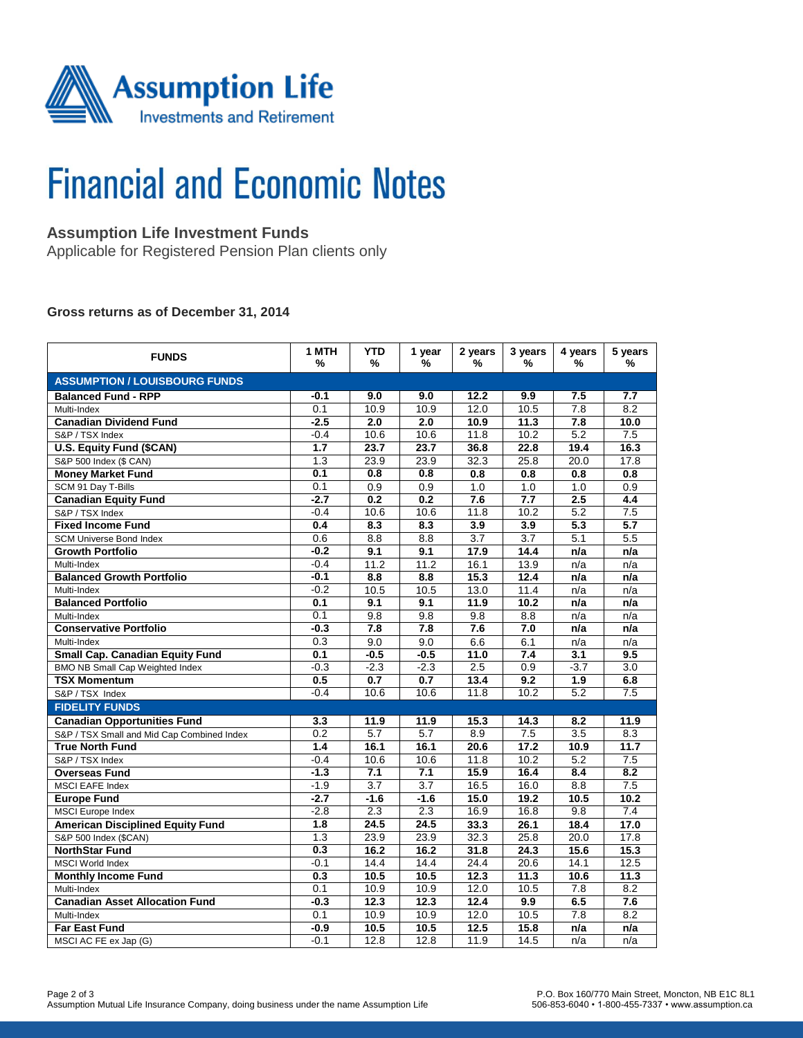Assumption Life
Investments and Retirement

# Financial and Economic Notes

## Assumption Life Investment Funds

Applicable for Registered Pension Plan clients only

### Gross returns as of December 31, 2014

| FUNDS | 1 MTH % | YTD % | 1 year % | 2 years % | 3 years % | 4 years % | 5 years % |
|---|---|---|---|---|---|---|---|
| **ASSUMPTION / LOUISBOURG FUNDS** | | | | | | | |
| **Balanced Fund - RPP** | **-0.1** | **9.0** | **9.0** | **12.2** | **9.9** | **7.5** | **7.7** |
| Multi-Index | 0.1 | 10.9 | 10.9 | 12.0 | 10.5 | 7.8 | 8.2 |
| **Canadian Dividend Fund** | **-2.5** | **2.0** | **2.0** | **10.9** | **11.3** | **7.8** | **10.0** |
| S&P / TSX Index | -0.4 | 10.6 | 10.6 | 11.8 | 10.2 | 5.2 | 7.5 |
| **U.S. Equity Fund ($CAN)** | **1.7** | **23.7** | **23.7** | **36.8** | **22.8** | **19.4** | **16.3** |
| S&P 500 Index ($ CAN) | 1.3 | 23.9 | 23.9 | 32.3 | 25.8 | 20.0 | 17.8 |
| **Money Market Fund** | **0.1** | **0.8** | **0.8** | **0.8** | **0.8** | **0.8** | **0.8** |
| SCM 91 Day T-Bills | 0.1 | 0.9 | 0.9 | 1.0 | 1.0 | 1.0 | 0.9 |
| **Canadian Equity Fund** | **-2.7** | **0.2** | **0.2** | **7.6** | **7.7** | **2.5** | **4.4** |
| S&P / TSX Index | -0.4 | 10.6 | 10.6 | 11.8 | 10.2 | 5.2 | 7.5 |
| **Fixed Income Fund** | **0.4** | **8.3** | **8.3** | **3.9** | **3.9** | **5.3** | **5.7** |
| SCM Universe Bond Index | 0.6 | 8.8 | 8.8 | 3.7 | 3.7 | 5.1 | 5.5 |
| **Growth Portfolio** | **-0.2** | **9.1** | **9.1** | **17.9** | **14.4** | **n/a** | **n/a** |
| Multi-Index | -0.4 | 11.2 | 11.2 | 16.1 | 13.9 | n/a | n/a |
| **Balanced Growth Portfolio** | **-0.1** | **8.8** | **8.8** | **15.3** | **12.4** | **n/a** | **n/a** |
| Multi-Index | -0.2 | 10.5 | 10.5 | 13.0 | 11.4 | n/a | n/a |
| **Balanced Portfolio** | **0.1** | **9.1** | **9.1** | **11.9** | **10.2** | **n/a** | **n/a** |
| Multi-Index | 0.1 | 9.8 | 9.8 | 9.8 | 8.8 | n/a | n/a |
| **Conservative Portfolio** | **-0.3** | **7.8** | **7.8** | **7.6** | **7.0** | **n/a** | **n/a** |
| Multi-Index | 0.3 | 9.0 | 9.0 | 6.6 | 6.1 | n/a | n/a |
| **Small Cap. Canadian Equity Fund** | **0.1** | **-0.5** | **-0.5** | **11.0** | **7.4** | **3.1** | **9.5** |
| BMO NB Small Cap Weighted Index | -0.3 | -2.3 | -2.3 | 2.5 | 0.9 | -3.7 | 3.0 |
| **TSX Momentum** | **0.5** | **0.7** | **0.7** | **13.4** | **9.2** | **1.9** | **6.8** |
| S&P / TSX Index | -0.4 | 10.6 | 10.6 | 11.8 | 10.2 | 5.2 | 7.5 |
| **FIDELITY FUNDS** | | | | | | | |
| **Canadian Opportunities Fund** | **3.3** | **11.9** | **11.9** | **15.3** | **14.3** | **8.2** | **11.9** |
| S&P / TSX Small and Mid Cap Combined Index | 0.2 | 5.7 | 5.7 | 8.9 | 7.5 | 3.5 | 8.3 |
| **True North Fund** | **1.4** | **16.1** | **16.1** | **20.6** | **17.2** | **10.9** | **11.7** |
| S&P / TSX Index | -0.4 | 10.6 | 10.6 | 11.8 | 10.2 | 5.2 | 7.5 |
| **Overseas Fund** | **-1.3** | **7.1** | **7.1** | **15.9** | **16.4** | **8.4** | **8.2** |
| MSCI EAFE Index | -1.9 | 3.7 | 3.7 | 16.5 | 16.0 | 8.8 | 7.5 |
| **Europe Fund** | **-2.7** | **-1.6** | **-1.6** | **15.0** | **19.2** | **10.5** | **10.2** |
| MSCI Europe Index | -2.8 | 2.3 | 2.3 | 16.9 | 16.8 | 9.8 | 7.4 |
| **American Disciplined Equity Fund** | **1.8** | **24.5** | **24.5** | **33.3** | **26.1** | **18.4** | **17.0** |
| S&P 500 Index ($CAN) | 1.3 | 23.9 | 23.9 | 32.3 | 25.8 | 20.0 | 17.8 |
| **NorthStar Fund** | **0.3** | **16.2** | **16.2** | **31.8** | **24.3** | **15.6** | **15.3** |
| MSCI World Index | -0.1 | 14.4 | 14.4 | 24.4 | 20.6 | 14.1 | 12.5 |
| **Monthly Income Fund** | **0.3** | **10.5** | **10.5** | **12.3** | **11.3** | **10.6** | **11.3** |
| Multi-Index | 0.1 | 10.9 | 10.9 | 12.0 | 10.5 | 7.8 | 8.2 |
| **Canadian Asset Allocation Fund** | **-0.3** | **12.3** | **12.3** | **12.4** | **9.9** | **6.5** | **7.6** |
| Multi-Index | 0.1 | 10.9 | 10.9 | 12.0 | 10.5 | 7.8 | 8.2 |
| **Far East Fund** | **-0.9** | **10.5** | **10.5** | **12.5** | **15.8** | **n/a** | **n/a** |
| MSCI AC FE ex Jap (G) | -0.1 | 12.8 | 12.8 | 11.9 | 14.5 | n/a | n/a |

Assumption Mutual Life Insurance Company, doing business under the name Assumption Life

P.O. Box 160/770 Main Street, Moncton, NB E1C 8L1
506-853-6040 • 1-800-455-7337 • www.assumption.ca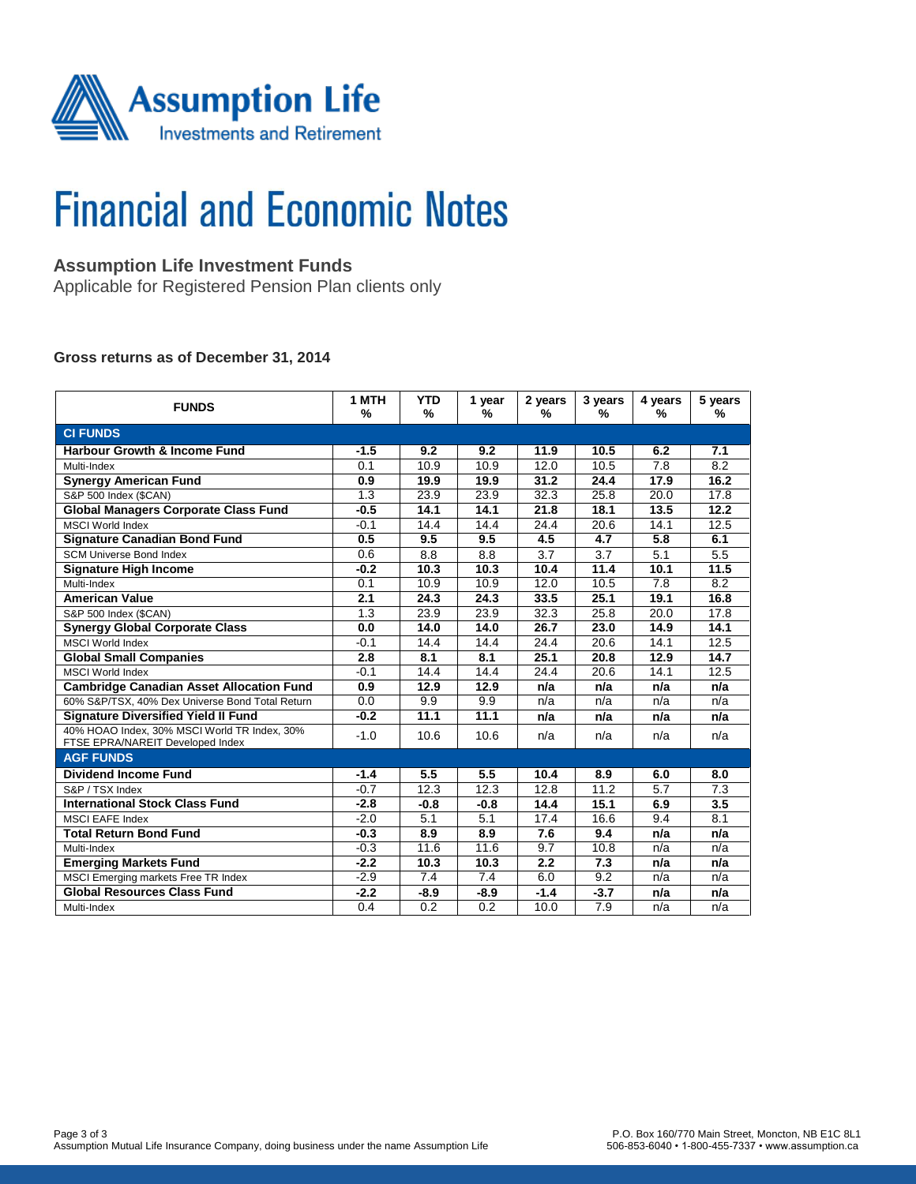# Financial and Economic Notes

## Assumption Life Investment Funds

Applicable for Registered Pension Plan clients only

### Gross returns as of December 31, 2014

| FUNDS | 1 MTH % | YTD % | 1 year % | 2 years % | 3 years % | 4 years % | 5 years % |
|---|---|---|---|---|---|---|---|
| **CI FUNDS** | | | | | | | |
| **Harbour Growth & Income Fund** | **-1.5** | **9.2** | **9.2** | **11.9** | **10.5** | **6.2** | **7.1** |
| Multi-Index | 0.1 | 10.9 | 10.9 | 12.0 | 10.5 | 7.8 | 8.2 |
| **Synergy American Fund** | **0.9** | **19.9** | **19.9** | **31.2** | **24.4** | **17.9** | **16.2** |
| S&P 500 Index ($CAN) | 1.3 | 23.9 | 23.9 | 32.3 | 25.8 | 20.0 | 17.8 |
| **Global Managers Corporate Class Fund** | **-0.5** | **14.1** | **14.1** | **21.8** | **18.1** | **13.5** | **12.2** |
| MSCI World Index | -0.1 | 14.4 | 14.4 | 24.4 | 20.6 | 14.1 | 12.5 |
| **Signature Canadian Bond Fund** | **0.5** | **9.5** | **9.5** | **4.5** | **4.7** | **5.8** | **6.1** |
| SCM Universe Bond Index | 0.6 | 8.8 | 8.8 | 3.7 | 3.7 | 5.1 | 5.5 |
| **Signature High Income** | **-0.2** | **10.3** | **10.3** | **10.4** | **11.4** | **10.1** | **11.5** |
| Multi-Index | 0.1 | 10.9 | 10.9 | 12.0 | 10.5 | 7.8 | 8.2 |
| **American Value** | **2.1** | **24.3** | **24.3** | **33.5** | **25.1** | **19.1** | **16.8** |
| S&P 500 Index ($CAN) | 1.3 | 23.9 | 23.9 | 32.3 | 25.8 | 20.0 | 17.8 |
| **Synergy Global Corporate Class** | **0.0** | **14.0** | **14.0** | **26.7** | **23.0** | **14.9** | **14.1** |
| MSCI World Index | -0.1 | 14.4 | 14.4 | 24.4 | 20.6 | 14.1 | 12.5 |
| **Global Small Companies** | **2.8** | **8.1** | **8.1** | **25.1** | **20.8** | **12.9** | **14.7** |
| MSCI World Index | -0.1 | 14.4 | 14.4 | 24.4 | 20.6 | 14.1 | 12.5 |
| **Cambridge Canadian Asset Allocation Fund** | **0.9** | **12.9** | **12.9** | **n/a** | **n/a** | **n/a** | **n/a** |
| 60% S&P/TSX, 40% Dex Universe Bond Total Return | 0.0 | 9.9 | 9.9 | n/a | n/a | n/a | n/a |
| **Signature Diversified Yield II Fund** | **-0.2** | **11.1** | **11.1** | **n/a** | **n/a** | **n/a** | **n/a** |
| 40% HOAO Index, 30% MSCI World TR Index, 30% FTSE EPRA/NAREIT Developed Index | -1.0 | 10.6 | 10.6 | n/a | n/a | n/a | n/a |
| **AGF FUNDS** | | | | | | | |
| **Dividend Income Fund** | **-1.4** | **5.5** | **5.5** | **10.4** | **8.9** | **6.0** | **8.0** |
| S&P / TSX Index | -0.7 | 12.3 | 12.3 | 12.8 | 11.2 | 5.7 | 7.3 |
| **International Stock Class Fund** | **-2.8** | **-0.8** | **-0.8** | **14.4** | **15.1** | **6.9** | **3.5** |
| MSCI EAFE Index | -2.0 | 5.1 | 5.1 | 17.4 | 16.6 | 9.4 | 8.1 |
| **Total Return Bond Fund** | **-0.3** | **8.9** | **8.9** | **7.6** | **9.4** | **n/a** | **n/a** |
| Multi-Index | -0.3 | 11.6 | 11.6 | 9.7 | 10.8 | n/a | n/a |
| **Emerging Markets Fund** | **-2.2** | **10.3** | **10.3** | **2.2** | **7.3** | **n/a** | **n/a** |
| MSCI Emerging markets Free TR Index | -2.9 | 7.4 | 7.4 | 6.0 | 9.2 | n/a | n/a |
| **Global Resources Class Fund** | **-2.2** | **-8.9** | **-8.9** | **-1.4** | **-3.7** | **n/a** | **n/a** |
| Multi-Index | 0.4 | 0.2 | 0.2 | 10.0 | 7.9 | n/a | n/a |

Assumption Mutual Life Insurance Company, doing business under the name Assumption Life

P.O. Box 160/770 Main Street, Moncton, NB E1C 8L1
506-853-6040 • 1-800-455-7337 • www.assumption.ca